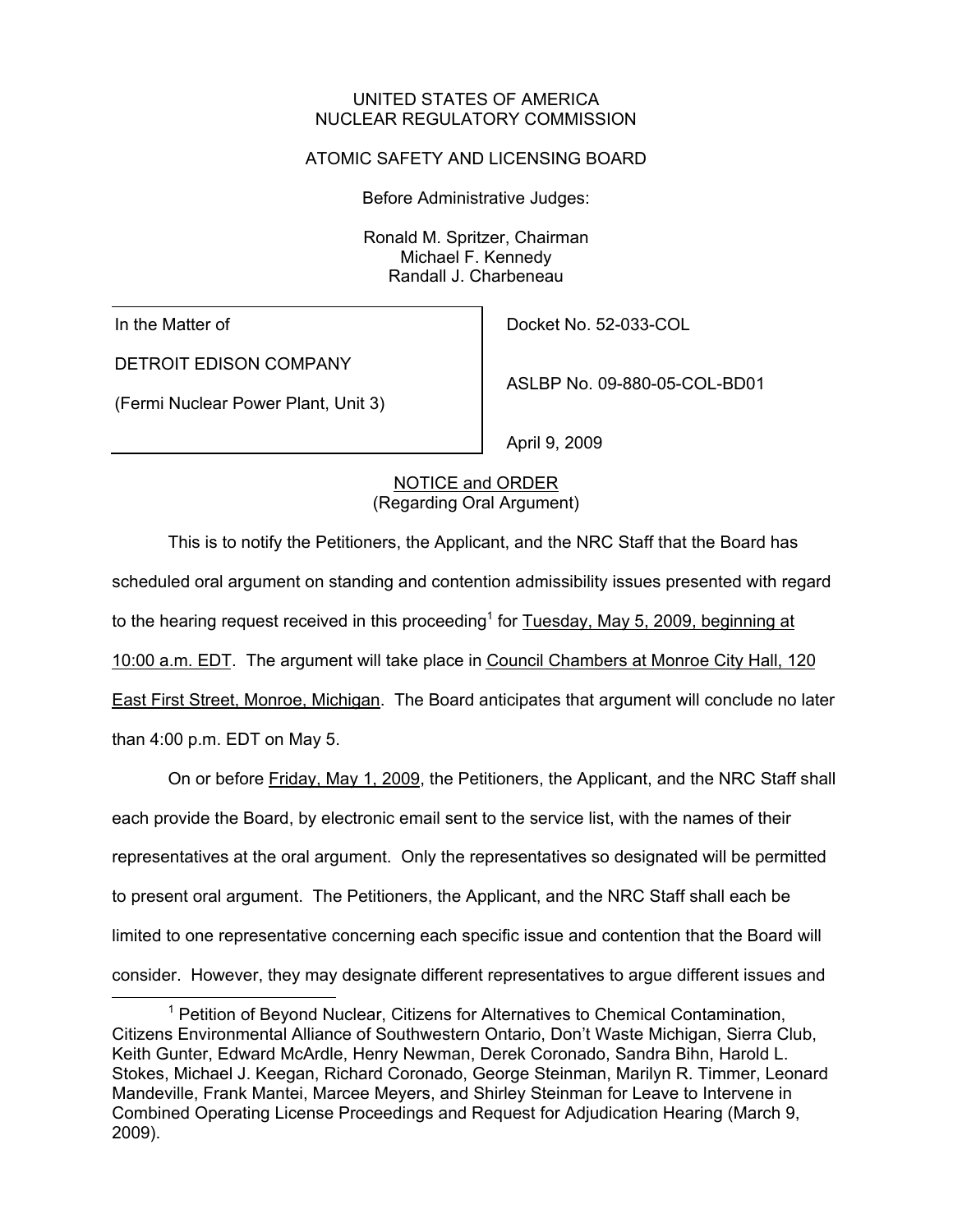UNITED STATES OF AMERICA
NUCLEAR REGULATORY COMMISSION

ATOMIC SAFETY AND LICENSING BOARD

Before Administrative Judges:

Ronald M. Spritzer, Chairman
Michael F. Kennedy
Randall J. Charbeneau

| In the Matter of<br><br>DETROIT EDISON COMPANY<br><br>(Fermi Nuclear Power Plant, Unit 3) | Docket No. 52-033-COL<br><br>ASLBP No. 09-880-05-COL-BD01<br><br>April 9, 2009 |
| --- | --- |

NOTICE and ORDER
(Regarding Oral Argument)

This is to notify the Petitioners, the Applicant, and the NRC Staff that the Board has scheduled oral argument on standing and contention admissibility issues presented with regard to the hearing request received in this proceeding[1] for Tuesday, May 5, 2009, beginning at 10:00 a.m. EDT. The argument will take place in Council Chambers at Monroe City Hall, 120 East First Street, Monroe, Michigan. The Board anticipates that argument will conclude no later than 4:00 p.m. EDT on May 5.

On or before Friday, May 1, 2009, the Petitioners, the Applicant, and the NRC Staff shall each provide the Board, by electronic email sent to the service list, with the names of their representatives at the oral argument. Only the representatives so designated will be permitted to present oral argument. The Petitioners, the Applicant, and the NRC Staff shall each be limited to one representative concerning each specific issue and contention that the Board will consider. However, they may designate different representatives to argue different issues and

[1] Petition of Beyond Nuclear, Citizens for Alternatives to Chemical Contamination, Citizens Environmental Alliance of Southwestern Ontario, Don't Waste Michigan, Sierra Club, Keith Gunter, Edward McArdle, Henry Newman, Derek Coronado, Sandra Bihn, Harold L. Stokes, Michael J. Keegan, Richard Coronado, George Steinman, Marilyn R. Timmer, Leonard Mandeville, Frank Mantei, Marcee Meyers, and Shirley Steinman for Leave to Intervene in Combined Operating License Proceedings and Request for Adjudication Hearing (March 9, 2009).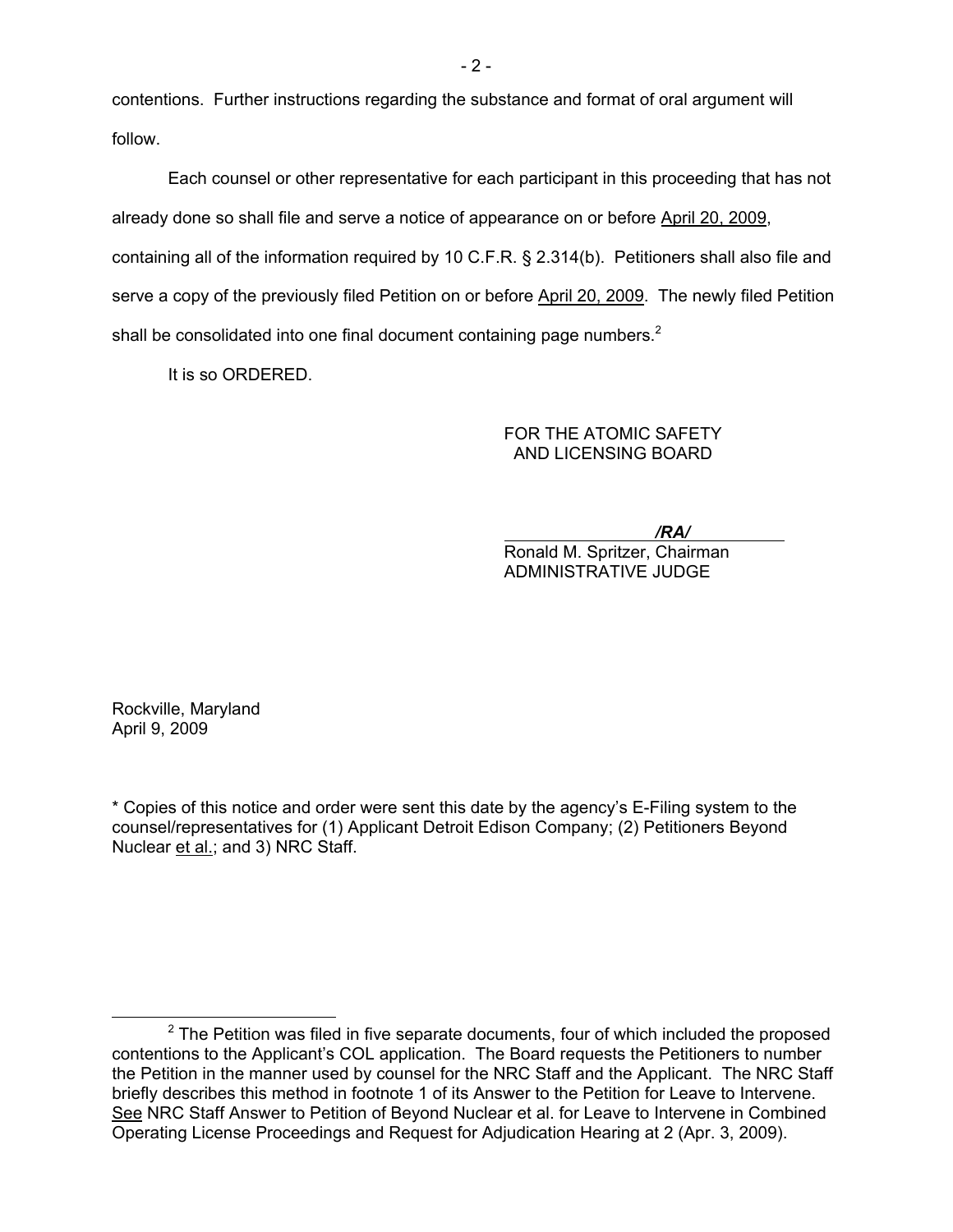contentions. Further instructions regarding the substance and format of oral argument will follow.

Each counsel or other representative for each participant in this proceeding that has not already done so shall file and serve a notice of appearance on or before April 20, 2009, containing all of the information required by 10 C.F.R. § 2.314(b). Petitioners shall also file and serve a copy of the previously filed Petition on or before April 20, 2009. The newly filed Petition shall be consolidated into one final document containing page numbers.[2]

It is so ORDERED.

FOR THE ATOMIC SAFETY
AND LICENSING BOARD

*/RA/*

Ronald M. Spritzer, Chairman
ADMINISTRATIVE JUDGE

Rockville, Maryland
April 9, 2009

* Copies of this notice and order were sent this date by the agency's E-Filing system to the counsel/representatives for (1) Applicant Detroit Edison Company; (2) Petitioners Beyond Nuclear et al.; and 3) NRC Staff.

---

[2] The Petition was filed in five separate documents, four of which included the proposed contentions to the Applicant's COL application. The Board requests the Petitioners to number the Petition in the manner used by counsel for the NRC Staff and the Applicant. The NRC Staff briefly describes this method in footnote 1 of its Answer to the Petition for Leave to Intervene. See NRC Staff Answer to Petition of Beyond Nuclear et al. for Leave to Intervene in Combined Operating License Proceedings and Request for Adjudication Hearing at 2 (Apr. 3, 2009).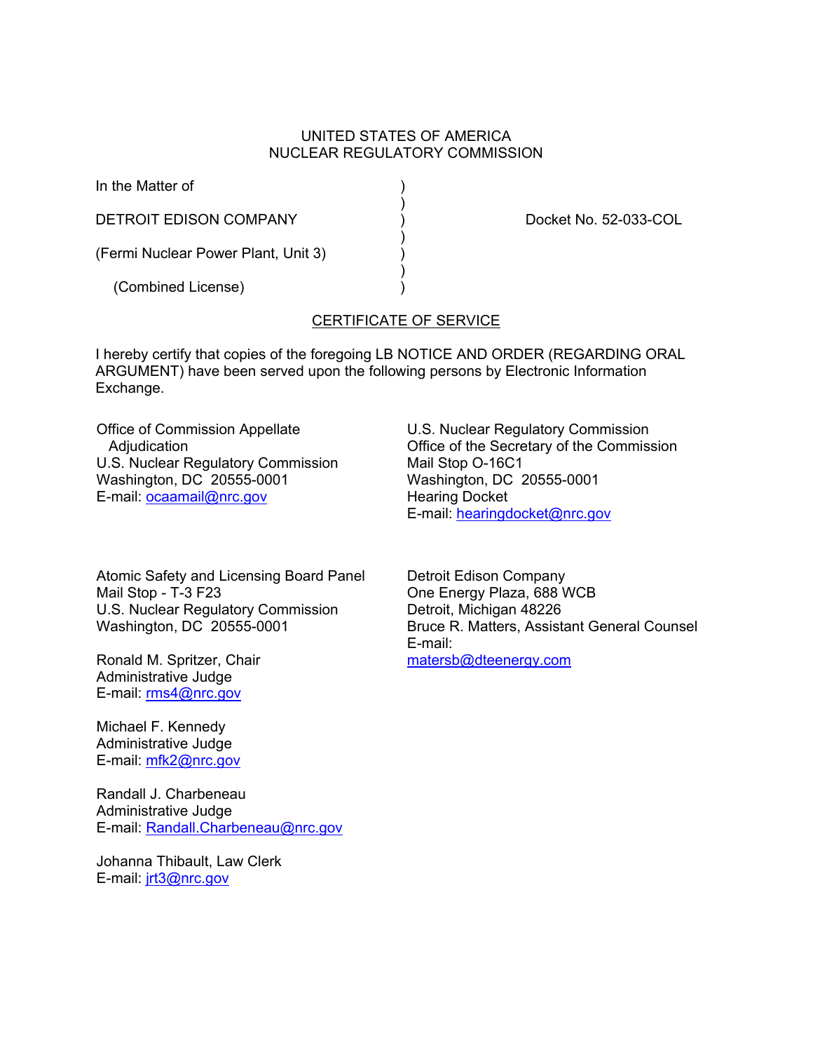UNITED STATES OF AMERICA
NUCLEAR REGULATORY COMMISSION

In the Matter of

DETROIT EDISON COMPANY

(Fermi Nuclear Power Plant, Unit 3)

(Combined License)

Docket No. 52-033-COL

## CERTIFICATE OF SERVICE

I hereby certify that copies of the foregoing LB NOTICE AND ORDER (REGARDING ORAL ARGUMENT) have been served upon the following persons by Electronic Information Exchange.

Office of Commission Appellate Adjudication
U.S. Nuclear Regulatory Commission
Washington, DC 20555-0001
E-mail: ocaamail@nrc.gov

U.S. Nuclear Regulatory Commission
Office of the Secretary of the Commission
Mail Stop O-16C1
Washington, DC 20555-0001
Hearing Docket
E-mail: hearingdocket@nrc.gov

Atomic Safety and Licensing Board Panel
Mail Stop - T-3 F23
U.S. Nuclear Regulatory Commission
Washington, DC 20555-0001

Ronald M. Spritzer, Chair
Administrative Judge
E-mail: rms4@nrc.gov

Michael F. Kennedy
Administrative Judge
E-mail: mfk2@nrc.gov

Randall J. Charbeneau
Administrative Judge
E-mail: Randall.Charbeneau@nrc.gov

Johanna Thibault, Law Clerk
E-mail: jrt3@nrc.gov

Detroit Edison Company
One Energy Plaza, 688 WCB
Detroit, Michigan 48226
Bruce R. Matters, Assistant General Counsel
E-mail:
matersb@dteenergy.com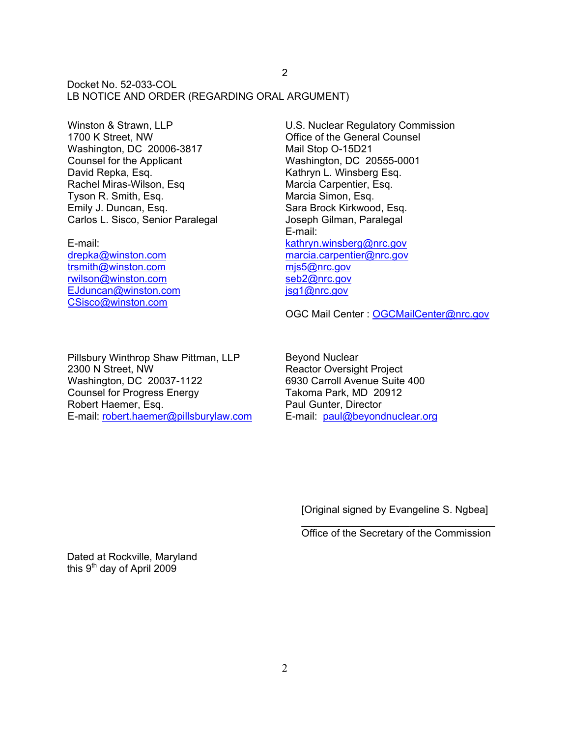Docket No. 52-033-COL
LB NOTICE AND ORDER (REGARDING ORAL ARGUMENT)

Winston & Strawn, LLP
1700 K Street, NW
Washington, DC 20006-3817
Counsel for the Applicant
David Repka, Esq.
Rachel Miras-Wilson, Esq
Tyson R. Smith, Esq.
Emily J. Duncan, Esq.
Carlos L. Sisco, Senior Paralegal

E-mail:
drepka@winston.com
trsmith@winston.com
rwilson@winston.com
EJduncan@winston.com
CSisco@winston.com

U.S. Nuclear Regulatory Commission
Office of the General Counsel
Mail Stop O-15D21
Washington, DC 20555-0001
Kathryn L. Winsberg Esq.
Marcia Carpentier, Esq.
Marcia Simon, Esq.
Sara Brock Kirkwood, Esq.
Joseph Gilman, Paralegal
E-mail:
kathryn.winsberg@nrc.gov
marcia.carpentier@nrc.gov
mjs5@nrc.gov
seb2@nrc.gov
jsg1@nrc.gov

OGC Mail Center : OGCMailCenter@nrc.gov

Pillsbury Winthrop Shaw Pittman, LLP
2300 N Street, NW
Washington, DC 20037-1122
Counsel for Progress Energy
Robert Haemer, Esq.
E-mail: robert.haemer@pillsburylaw.com

Beyond Nuclear
Reactor Oversight Project
6930 Carroll Avenue Suite 400
Takoma Park, MD 20912
Paul Gunter, Director
E-mail: paul@beyondnuclear.org

[Original signed by Evangeline S. Ngbea]

Office of the Secretary of the Commission

Dated at Rockville, Maryland
this 9th day of April 2009